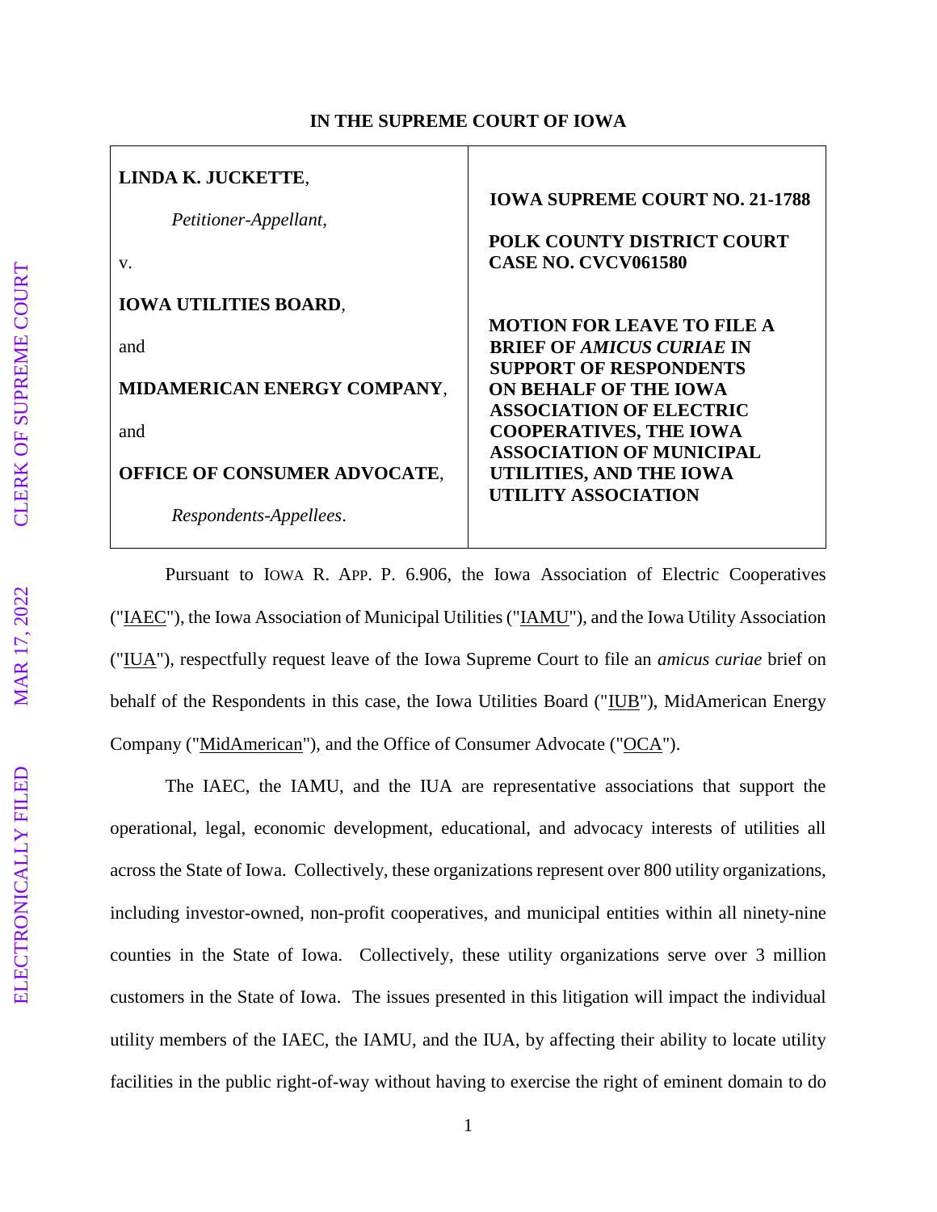**IN THE SUPREME COURT OF IOWA**

| | |
|---|---|
| **LINDA K. JUCKETTE**,<br><br>*Petitioner-Appellant*,<br><br>v.<br><br>**IOWA UTILITIES BOARD**,<br><br>and<br><br>**MIDAMERICAN ENERGY COMPANY**,<br><br>and<br><br>**OFFICE OF CONSUMER ADVOCATE**,<br><br>*Respondents-Appellees*. | **IOWA SUPREME COURT NO. 21-1788**<br><br>**POLK COUNTY DISTRICT COURT CASE NO. CVCV061580**<br><br>**MOTION FOR LEAVE TO FILE A BRIEF OF *AMICUS CURIAE* IN SUPPORT OF RESPONDENTS ON BEHALF OF THE IOWA ASSOCIATION OF ELECTRIC COOPERATIVES, THE IOWA ASSOCIATION OF MUNICIPAL UTILITIES, AND THE IOWA UTILITY ASSOCIATION** |

Pursuant to IOWA R. APP. P. 6.906, the Iowa Association of Electric Cooperatives ("IAEC"), the Iowa Association of Municipal Utilities ("IAMU"), and the Iowa Utility Association ("IUA"), respectfully request leave of the Iowa Supreme Court to file an *amicus curiae* brief on behalf of the Respondents in this case, the Iowa Utilities Board ("IUB"), MidAmerican Energy Company ("MidAmerican"), and the Office of Consumer Advocate ("OCA").

The IAEC, the IAMU, and the IUA are representative associations that support the operational, legal, economic development, educational, and advocacy interests of utilities all across the State of Iowa. Collectively, these organizations represent over 800 utility organizations, including investor-owned, non-profit cooperatives, and municipal entities within all ninety-nine counties in the State of Iowa. Collectively, these utility organizations serve over 3 million customers in the State of Iowa. The issues presented in this litigation will impact the individual utility members of the IAEC, the IAMU, and the IUA, by affecting their ability to locate utility facilities in the public right-of-way without having to exercise the right of eminent domain to do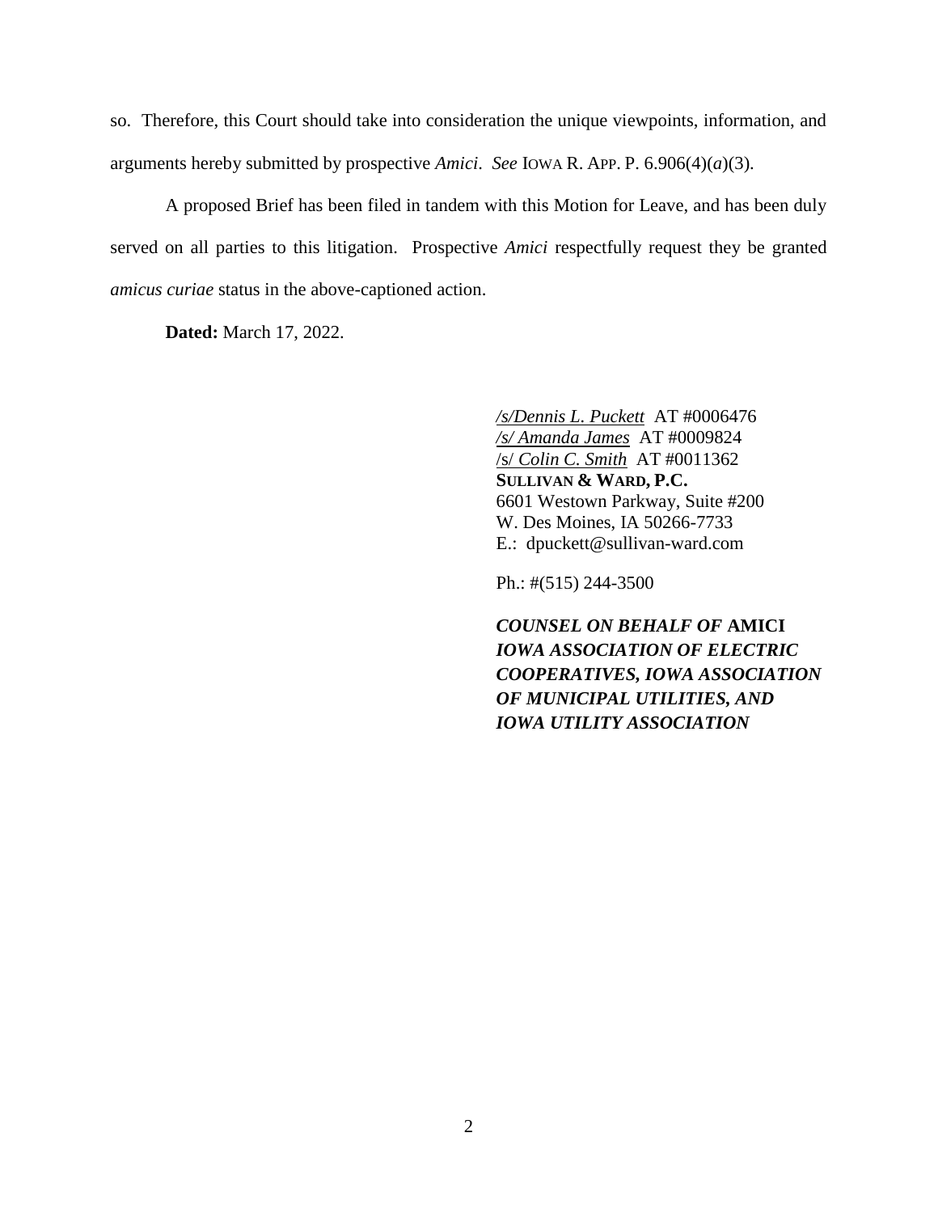so. Therefore, this Court should take into consideration the unique viewpoints, information, and arguments hereby submitted by prospective *Amici*. *See* IOWA R. APP. P. 6.906(4)(*a*)(3).

A proposed Brief has been filed in tandem with this Motion for Leave, and has been duly served on all parties to this litigation. Prospective *Amici* respectfully request they be granted *amicus curiae* status in the above-captioned action.

**Dated:** March 17, 2022.

*/s/Dennis L. Puckett* AT #0006476
*/s/ Amanda James* AT #0009824
/s/ *Colin C. Smith* AT #0011362
**SULLIVAN & WARD, P.C.**
6601 Westown Parkway, Suite #200
W. Des Moines, IA 50266-7733
E.: dpuckett@sullivan-ward.com

Ph.: #(515) 244-3500

***COUNSEL ON BEHALF OF* AMICI**
***IOWA ASSOCIATION OF ELECTRIC COOPERATIVES, IOWA ASSOCIATION OF MUNICIPAL UTILITIES, AND IOWA UTILITY ASSOCIATION***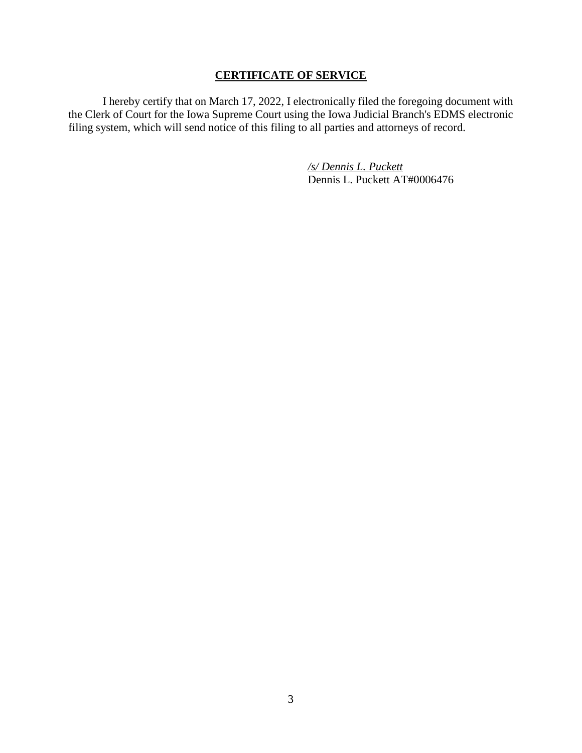**CERTIFICATE OF SERVICE**

I hereby certify that on March 17, 2022, I electronically filed the foregoing document with the Clerk of Court for the Iowa Supreme Court using the Iowa Judicial Branch's EDMS electronic filing system, which will send notice of this filing to all parties and attorneys of record.

*/s/ Dennis L. Puckett*
Dennis L. Puckett AT#0006476